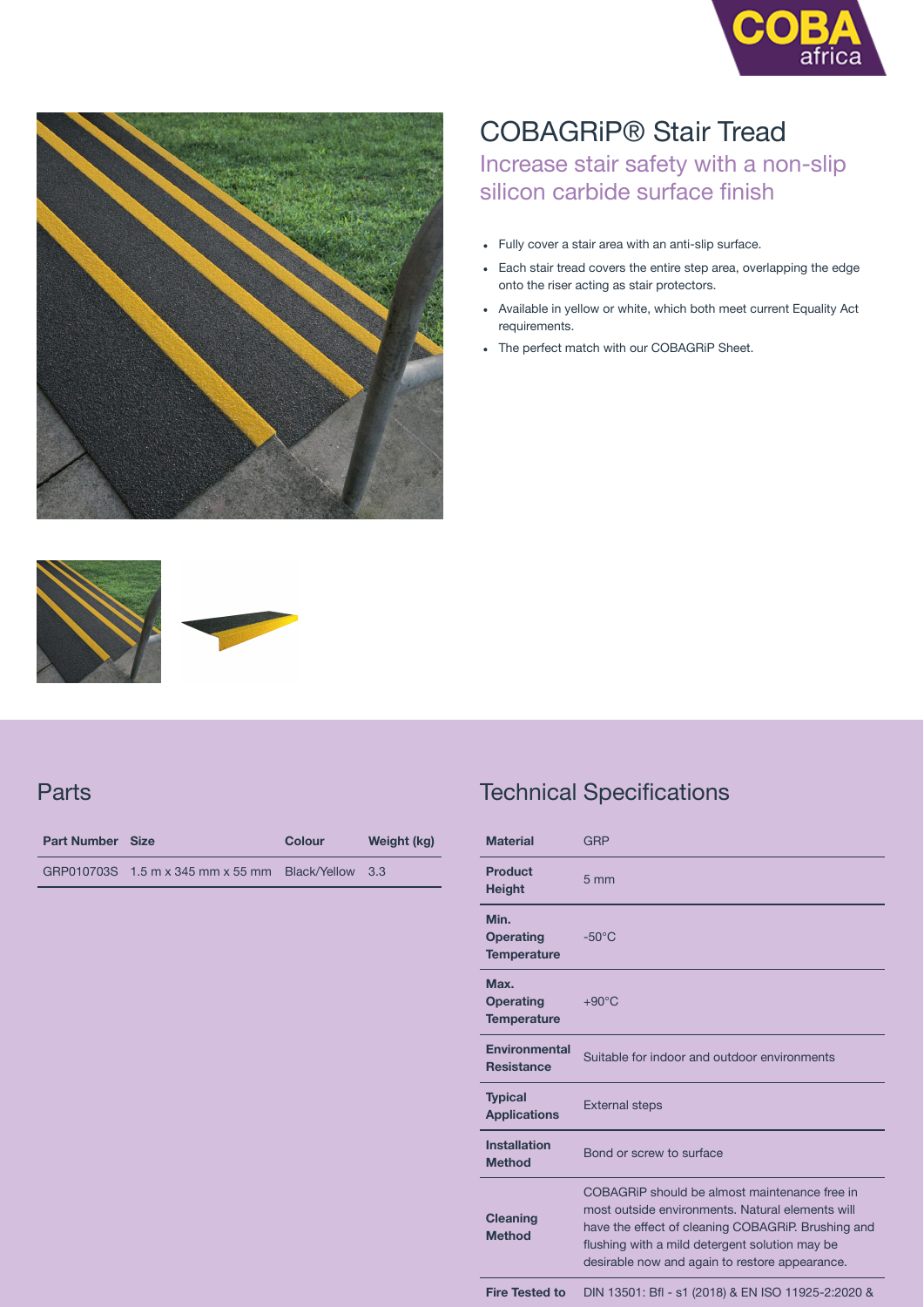# COBAGRiP® Stair Tread

## Increase stair safety with a non-slip silicon carbide surface finish

- Fully cover a stair area with an anti-slip surface.
- Each stair tread covers the entire step area, overlapping the edge onto the riser acting as stair protectors.
- Available in yellow or white, which both meet current Equality Act requirements.
- The perfect match with our COBAGRiP Sheet.

## Parts

| Part Number | Size | Colour | Weight (kg) |
|---|---|---|---|
| GRP010703S | 1.5 m x 345 mm x 55 mm | Black/Yellow | 3.3 |

## Technical Specifications

| | |
|---|---|
| **Material** | GRP |
| **Product Height** | 5 mm |
| **Min. Operating Temperature** | -50°C |
| **Max. Operating Temperature** | +90°C |
| **Environmental Resistance** | Suitable for indoor and outdoor environments |
| **Typical Applications** | External steps |
| **Installation Method** | Bond or screw to surface |
| **Cleaning Method** | COBAGRiP should be almost maintenance free in most outside environments. Natural elements will have the effect of cleaning COBAGRiP. Brushing and flushing with a mild detergent solution may be desirable now and again to restore appearance. |
| **Fire Tested to** | DIN 13501: Bfl - s1 (2018) & EN ISO 11925-2:2020 & |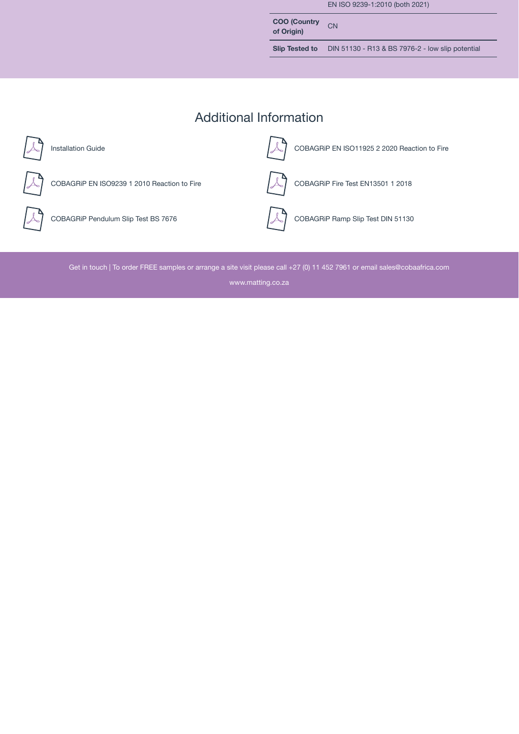| | |
|---|---|
| | EN ISO 9239-1:2010 (both 2021) |
| **COO (Country of Origin)** | CN |
| **Slip Tested to** | DIN 51130 - R13 & BS 7976-2 - low slip potential |

## Additional Information

- Installation Guide
- COBAGRiP EN ISO11925 2 2020 Reaction to Fire
- COBAGRiP EN ISO9239 1 2010 Reaction to Fire
- COBAGRiP Fire Test EN13501 1 2018
- COBAGRiP Pendulum Slip Test BS 7676
- COBAGRiP Ramp Slip Test DIN 51130

Get in touch | To order FREE samples or arrange a site visit please call +27 (0) 11 452 7961 or email sales@cobaafrica.com

www.matting.co.za